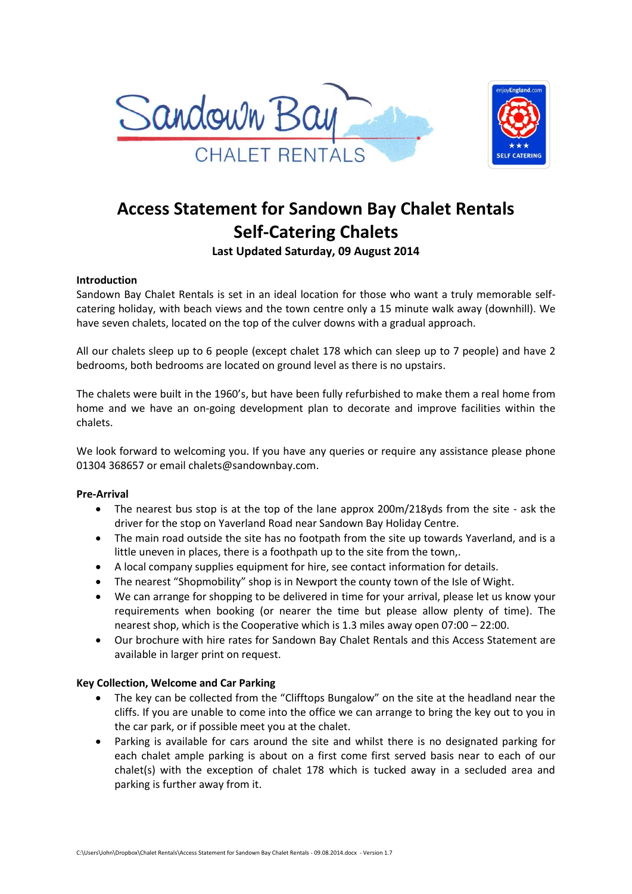# Access Statement for Sandown Bay Chalet Rentals Self-Catering Chalets

**Last Updated Saturday, 09 August 2014**

**Introduction**

Sandown Bay Chalet Rentals is set in an ideal location for those who want a truly memorable self-catering holiday, with beach views and the town centre only a 15 minute walk away (downhill). We have seven chalets, located on the top of the culver downs with a gradual approach.

All our chalets sleep up to 6 people (except chalet 178 which can sleep up to 7 people) and have 2 bedrooms, both bedrooms are located on ground level as there is no upstairs.

The chalets were built in the 1960's, but have been fully refurbished to make them a real home from home and we have an on-going development plan to decorate and improve facilities within the chalets.

We look forward to welcoming you. If you have any queries or require any assistance please phone 01304 368657 or email chalets@sandownbay.com.

**Pre-Arrival**

- The nearest bus stop is at the top of the lane approx 200m/218yds from the site - ask the driver for the stop on Yaverland Road near Sandown Bay Holiday Centre.
- The main road outside the site has no footpath from the site up towards Yaverland, and is a little uneven in places, there is a foothpath up to the site from the town,.
- A local company supplies equipment for hire, see contact information for details.
- The nearest "Shopmobility" shop is in Newport the county town of the Isle of Wight.
- We can arrange for shopping to be delivered in time for your arrival, please let us know your requirements when booking (or nearer the time but please allow plenty of time). The nearest shop, which is the Cooperative which is 1.3 miles away open 07:00 – 22:00.
- Our brochure with hire rates for Sandown Bay Chalet Rentals and this Access Statement are available in larger print on request.

**Key Collection, Welcome and Car Parking**

- The key can be collected from the "Clifftops Bungalow" on the site at the headland near the cliffs. If you are unable to come into the office we can arrange to bring the key out to you in the car park, or if possible meet you at the chalet.
- Parking is available for cars around the site and whilst there is no designated parking for each chalet ample parking is about on a first come first served basis near to each of our chalet(s) with the exception of chalet 178 which is tucked away in a secluded area and parking is further away from it.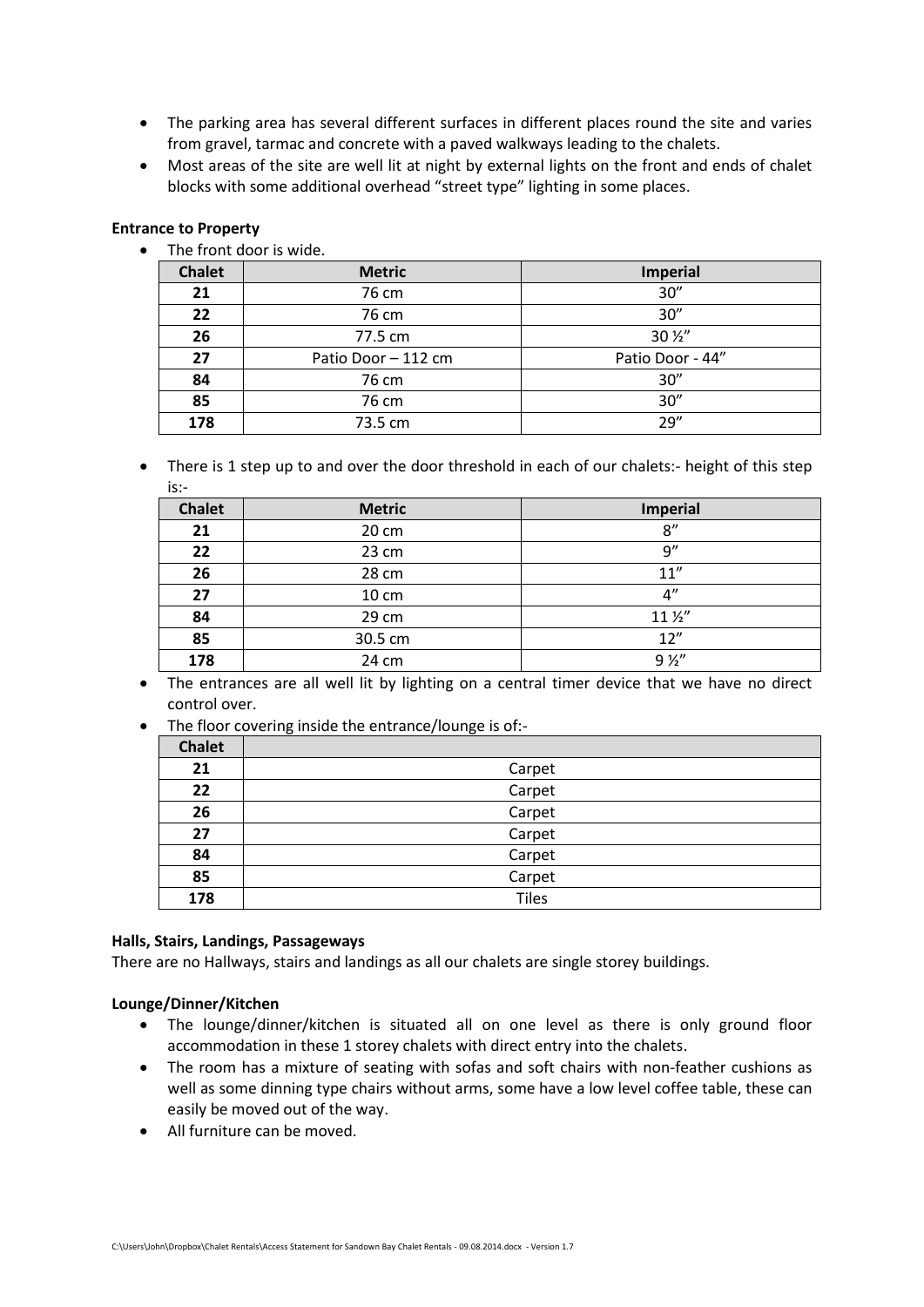- The parking area has several different surfaces in different places round the site and varies from gravel, tarmac and concrete with a paved walkways leading to the chalets.
- Most areas of the site are well lit at night by external lights on the front and ends of chalet blocks with some additional overhead "street type" lighting in some places.

**Entrance to Property**

- The front door is wide.

| Chalet | Metric | Imperial |
|---|---|---|
| **21** | 76 cm | 30" |
| **22** | 76 cm | 30" |
| **26** | 77.5 cm | 30 ½" |
| **27** | Patio Door – 112 cm | Patio Door - 44" |
| **84** | 76 cm | 30" |
| **85** | 76 cm | 30" |
| **178** | 73.5 cm | 29" |

- There is 1 step up to and over the door threshold in each of our chalets:- height of this step is:-

| Chalet | Metric | Imperial |
|---|---|---|
| **21** | 20 cm | 8" |
| **22** | 23 cm | 9" |
| **26** | 28 cm | 11" |
| **27** | 10 cm | 4" |
| **84** | 29 cm | 11 ½" |
| **85** | 30.5 cm | 12" |
| **178** | 24 cm | 9 ½" |

- The entrances are all well lit by lighting on a central timer device that we have no direct control over.
- The floor covering inside the entrance/lounge is of:-

| Chalet | |
|---|---|
| **21** | Carpet |
| **22** | Carpet |
| **26** | Carpet |
| **27** | Carpet |
| **84** | Carpet |
| **85** | Carpet |
| **178** | Tiles |

**Halls, Stairs, Landings, Passageways**

There are no Hallways, stairs and landings as all our chalets are single storey buildings.

**Lounge/Dinner/Kitchen**

- The lounge/dinner/kitchen is situated all on one level as there is only ground floor accommodation in these 1 storey chalets with direct entry into the chalets.
- The room has a mixture of seating with sofas and soft chairs with non-feather cushions as well as some dinning type chairs without arms, some have a low level coffee table, these can easily be moved out of the way.
- All furniture can be moved.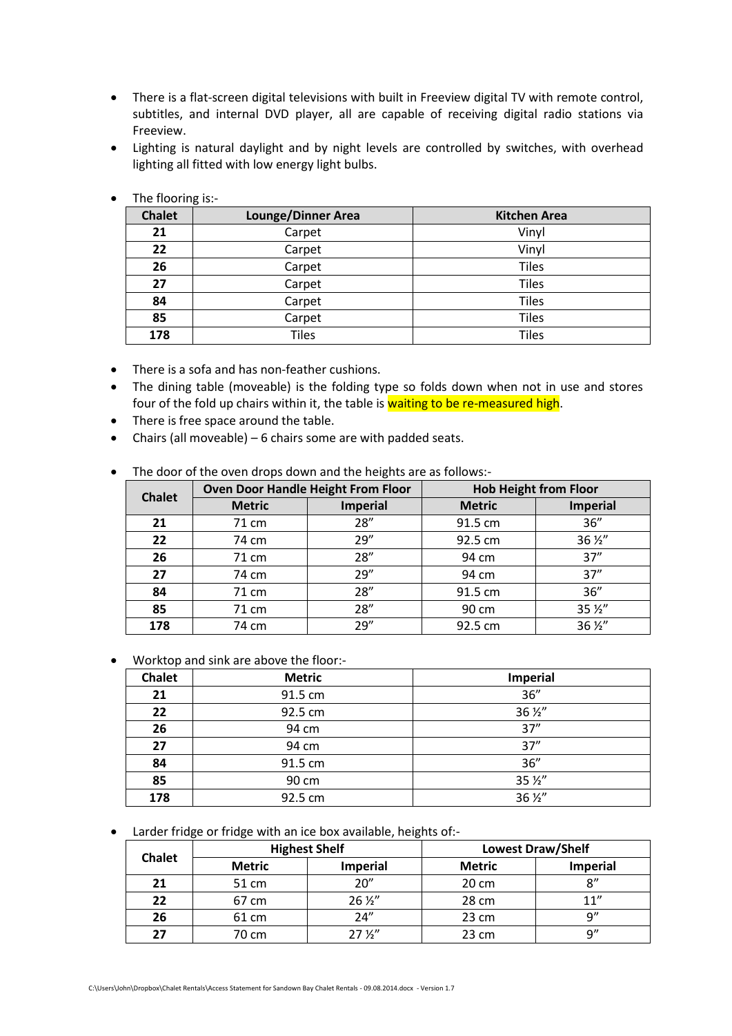- There is a flat-screen digital televisions with built in Freeview digital TV with remote control, subtitles, and internal DVD player, all are capable of receiving digital radio stations via Freeview.
- Lighting is natural daylight and by night levels are controlled by switches, with overhead lighting all fitted with low energy light bulbs.

- The flooring is:-

| Chalet | Lounge/Dinner Area | Kitchen Area |
|---|---|---|
| **21** | Carpet | Vinyl |
| **22** | Carpet | Vinyl |
| **26** | Carpet | Tiles |
| **27** | Carpet | Tiles |
| **84** | Carpet | Tiles |
| **85** | Carpet | Tiles |
| **178** | Tiles | Tiles |

- There is a sofa and has non-feather cushions.
- The dining table (moveable) is the folding type so folds down when not in use and stores four of the fold up chairs within it, the table is waiting to be re-measured high.
- There is free space around the table.
- Chairs (all moveable) – 6 chairs some are with padded seats.

- The door of the oven drops down and the heights are as follows:-

| Chalet | Oven Door Handle Height From Floor | | Hob Height from Floor | |
|---|---|---|---|---|
| | Metric | Imperial | Metric | Imperial |
| **21** | 71 cm | 28” | 91.5 cm | 36” |
| **22** | 74 cm | 29” | 92.5 cm | 36 ½” |
| **26** | 71 cm | 28” | 94 cm | 37” |
| **27** | 74 cm | 29” | 94 cm | 37” |
| **84** | 71 cm | 28” | 91.5 cm | 36” |
| **85** | 71 cm | 28” | 90 cm | 35 ½” |
| **178** | 74 cm | 29” | 92.5 cm | 36 ½” |

- Worktop and sink are above the floor:-

| Chalet | Metric | Imperial |
|---|---|---|
| **21** | 91.5 cm | 36” |
| **22** | 92.5 cm | 36 ½” |
| **26** | 94 cm | 37” |
| **27** | 94 cm | 37” |
| **84** | 91.5 cm | 36” |
| **85** | 90 cm | 35 ½” |
| **178** | 92.5 cm | 36 ½” |

- Larder fridge or fridge with an ice box available, heights of:-

| Chalet | Highest Shelf | | Lowest Draw/Shelf | |
|---|---|---|---|---|
| | Metric | Imperial | Metric | Imperial |
| **21** | 51 cm | 20” | 20 cm | 8” |
| **22** | 67 cm | 26 ½” | 28 cm | 11” |
| **26** | 61 cm | 24” | 23 cm | 9” |
| **27** | 70 cm | 27 ½” | 23 cm | 9” |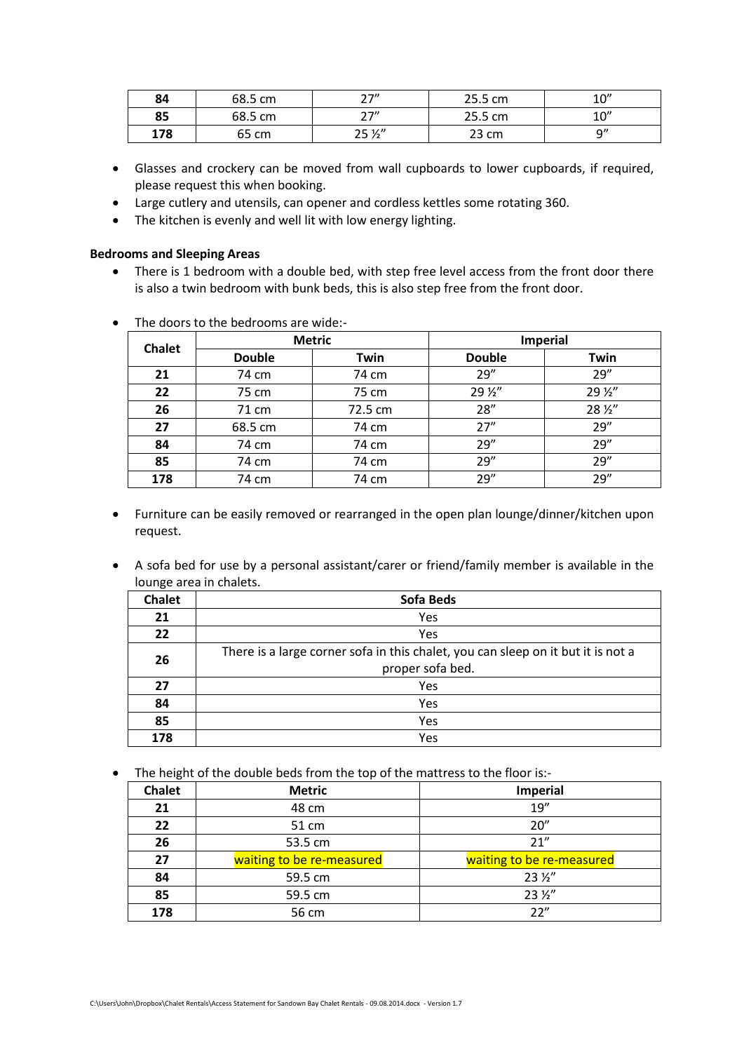| 84 | 68.5 cm | 27" | 25.5 cm | 10" |
|---|---|---|---|---|
| 85 | 68.5 cm | 27" | 25.5 cm | 10" |
| 178 | 65 cm | 25 ½" | 23 cm | 9" |

- Glasses and crockery can be moved from wall cupboards to lower cupboards, if required, please request this when booking.
- Large cutlery and utensils, can opener and cordless kettles some rotating 360.
- The kitchen is evenly and well lit with low energy lighting.

**Bedrooms and Sleeping Areas**

- There is 1 bedroom with a double bed, with step free level access from the front door there is also a twin bedroom with bunk beds, this is also step free from the front door.

- The doors to the bedrooms are wide:-

| Chalet | Metric | | Imperial | |
|---|---|---|---|---|
| | Double | Twin | Double | Twin |
| 21 | 74 cm | 74 cm | 29" | 29" |
| 22 | 75 cm | 75 cm | 29 ½" | 29 ½" |
| 26 | 71 cm | 72.5 cm | 28" | 28 ½" |
| 27 | 68.5 cm | 74 cm | 27" | 29" |
| 84 | 74 cm | 74 cm | 29" | 29" |
| 85 | 74 cm | 74 cm | 29" | 29" |
| 178 | 74 cm | 74 cm | 29" | 29" |

- Furniture can be easily removed or rearranged in the open plan lounge/dinner/kitchen upon request.

- A sofa bed for use by a personal assistant/carer or friend/family member is available in the lounge area in chalets.

| Chalet | Sofa Beds |
|---|---|
| 21 | Yes |
| 22 | Yes |
| 26 | There is a large corner sofa in this chalet, you can sleep on it but it is not a proper sofa bed. |
| 27 | Yes |
| 84 | Yes |
| 85 | Yes |
| 178 | Yes |

- The height of the double beds from the top of the mattress to the floor is:-

| Chalet | Metric | Imperial |
|---|---|---|
| 21 | 48 cm | 19" |
| 22 | 51 cm | 20" |
| 26 | 53.5 cm | 21" |
| 27 | waiting to be re-measured | waiting to be re-measured |
| 84 | 59.5 cm | 23 ½" |
| 85 | 59.5 cm | 23 ½" |
| 178 | 56 cm | 22" |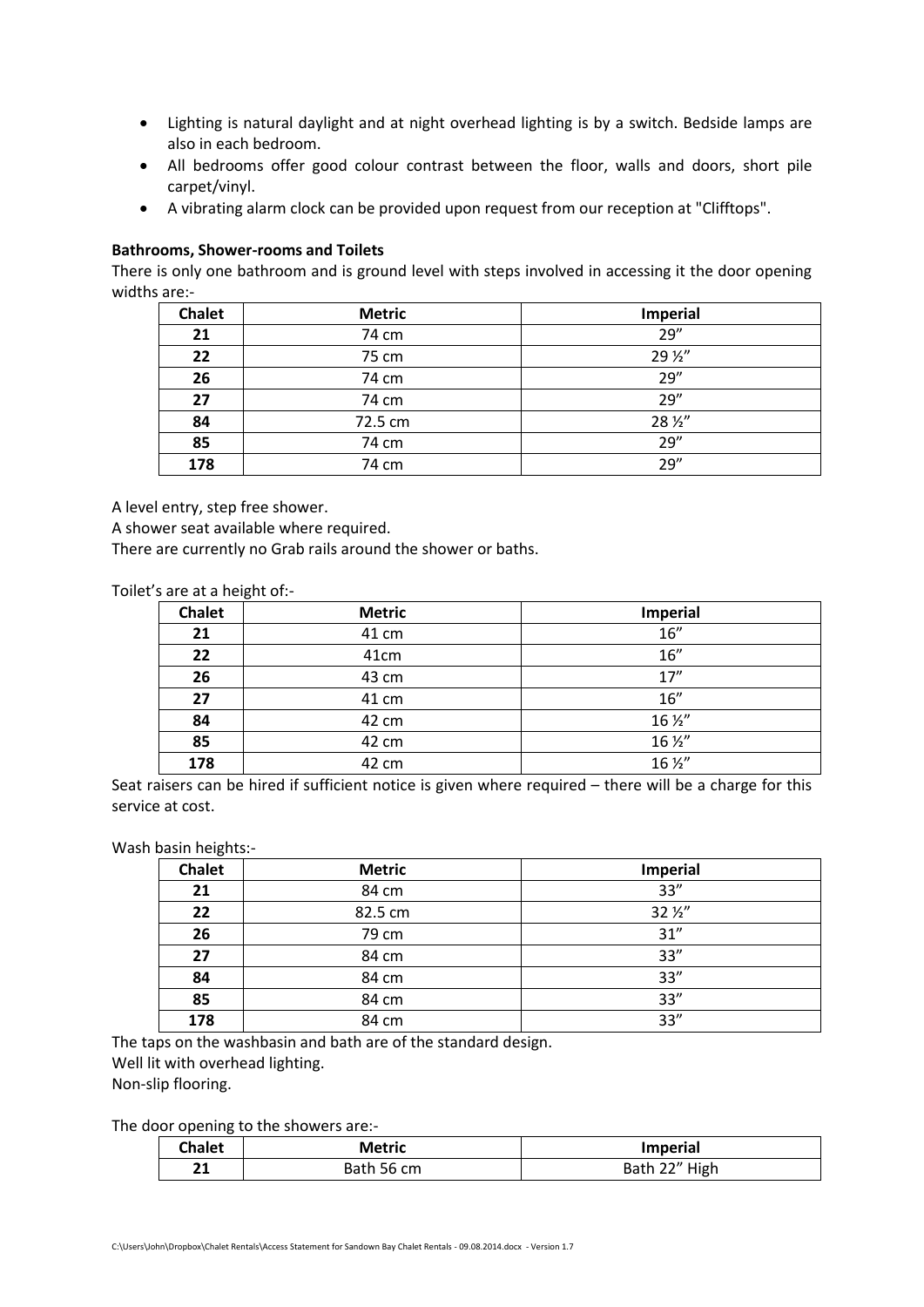- Lighting is natural daylight and at night overhead lighting is by a switch. Bedside lamps are also in each bedroom.
- All bedrooms offer good colour contrast between the floor, walls and doors, short pile carpet/vinyl.
- A vibrating alarm clock can be provided upon request from our reception at "Clifftops".

**Bathrooms, Shower-rooms and Toilets**

There is only one bathroom and is ground level with steps involved in accessing it the door opening widths are:-

| Chalet | Metric | Imperial |
|---|---|---|
| **21** | 74 cm | 29" |
| **22** | 75 cm | 29 ½" |
| **26** | 74 cm | 29" |
| **27** | 74 cm | 29" |
| **84** | 72.5 cm | 28 ½" |
| **85** | 74 cm | 29" |
| **178** | 74 cm | 29" |

A level entry, step free shower.
A shower seat available where required.
There are currently no Grab rails around the shower or baths.

Toilet's are at a height of:-

| Chalet | Metric | Imperial |
|---|---|---|
| **21** | 41 cm | 16" |
| **22** | 41cm | 16" |
| **26** | 43 cm | 17" |
| **27** | 41 cm | 16" |
| **84** | 42 cm | 16 ½" |
| **85** | 42 cm | 16 ½" |
| **178** | 42 cm | 16 ½" |

Seat raisers can be hired if sufficient notice is given where required – there will be a charge for this service at cost.

Wash basin heights:-

| Chalet | Metric | Imperial |
|---|---|---|
| **21** | 84 cm | 33" |
| **22** | 82.5 cm | 32 ½" |
| **26** | 79 cm | 31" |
| **27** | 84 cm | 33" |
| **84** | 84 cm | 33" |
| **85** | 84 cm | 33" |
| **178** | 84 cm | 33" |

The taps on the washbasin and bath are of the standard design.
Well lit with overhead lighting.
Non-slip flooring.

The door opening to the showers are:-

| Chalet | Metric | Imperial |
|---|---|---|
| **21** | Bath 56 cm | Bath 22" High |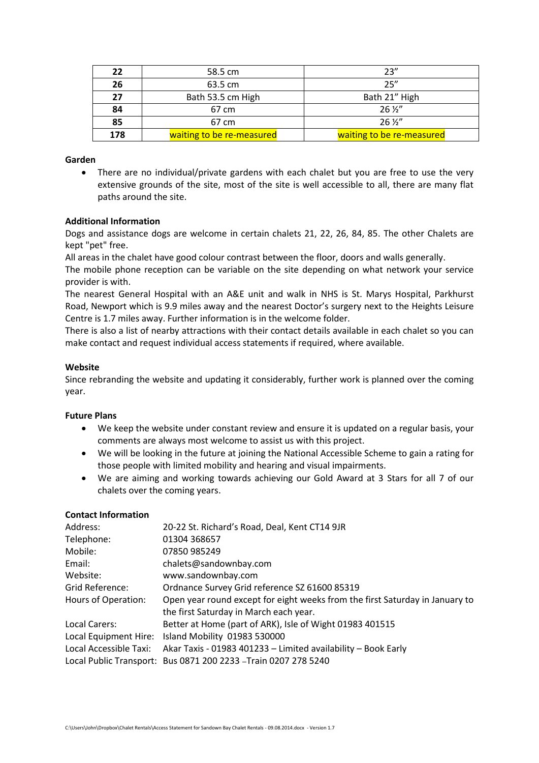| | | |
|---|---|---|
| **22** | 58.5 cm | 23" |
| **26** | 63.5 cm | 25" |
| **27** | Bath 53.5 cm High | Bath 21" High |
| **84** | 67 cm | 26 ½" |
| **85** | 67 cm | 26 ½" |
| **178** | waiting to be re-measured | waiting to be re-measured |

**Garden**

- There are no individual/private gardens with each chalet but you are free to use the very extensive grounds of the site, most of the site is well accessible to all, there are many flat paths around the site.

**Additional Information**

Dogs and assistance dogs are welcome in certain chalets 21, 22, 26, 84, 85. The other Chalets are kept "pet" free.

All areas in the chalet have good colour contrast between the floor, doors and walls generally.

The mobile phone reception can be variable on the site depending on what network your service provider is with.

The nearest General Hospital with an A&E unit and walk in NHS is St. Marys Hospital, Parkhurst Road, Newport which is 9.9 miles away and the nearest Doctor's surgery next to the Heights Leisure Centre is 1.7 miles away. Further information is in the welcome folder.

There is also a list of nearby attractions with their contact details available in each chalet so you can make contact and request individual access statements if required, where available.

**Website**

Since rebranding the website and updating it considerably, further work is planned over the coming year.

**Future Plans**

- We keep the website under constant review and ensure it is updated on a regular basis, your comments are always most welcome to assist us with this project.
- We will be looking in the future at joining the National Accessible Scheme to gain a rating for those people with limited mobility and hearing and visual impairments.
- We are aiming and working towards achieving our Gold Award at 3 Stars for all 7 of our chalets over the coming years.

**Contact Information**

| | |
|---|---|
| Address: | 20-22 St. Richard's Road, Deal, Kent CT14 9JR |
| Telephone: | 01304 368657 |
| Mobile: | 07850 985249 |
| Email: | chalets@sandownbay.com |
| Website: | www.sandownbay.com |
| Grid Reference: | Ordnance Survey Grid reference SZ 61600 85319 |
| Hours of Operation: | Open year round except for eight weeks from the first Saturday in January to the first Saturday in March each year. |
| Local Carers: | Better at Home (part of ARK), Isle of Wight 01983 401515 |
| Local Equipment Hire: | Island Mobility 01983 530000 |
| Local Accessible Taxi: | Akar Taxis - 01983 401233 – Limited availability – Book Early |
| Local Public Transport: | Bus 0871 200 2233 –Train 0207 278 5240 |